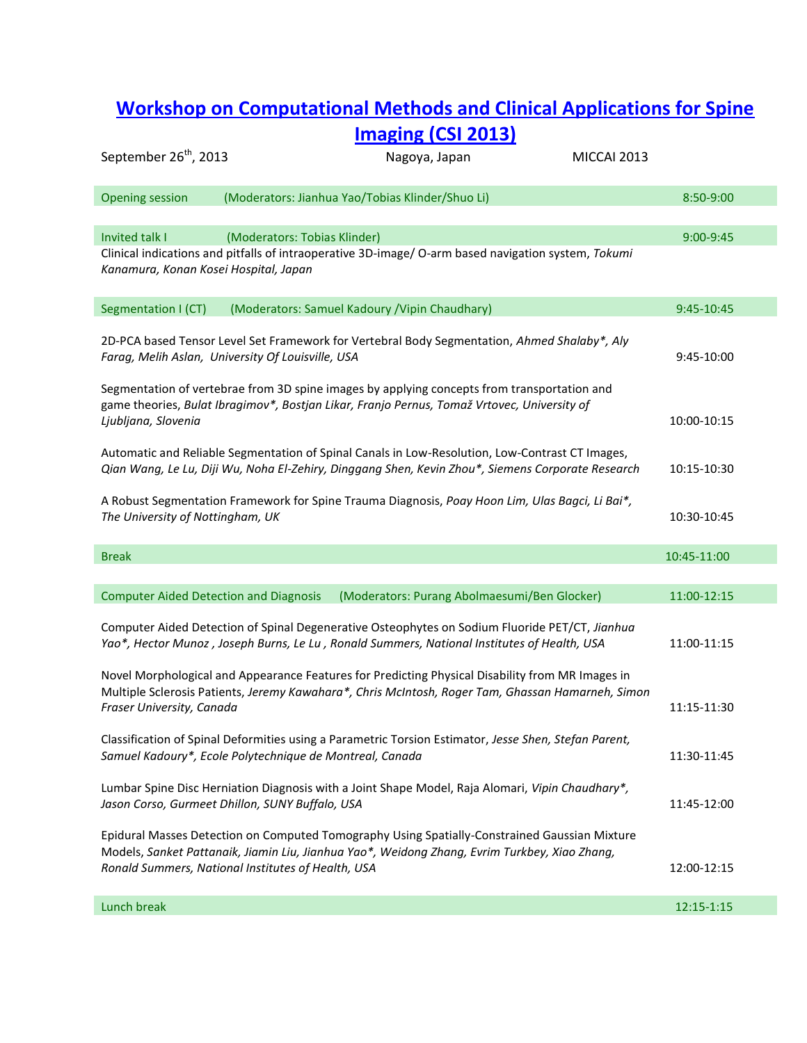# [Workshop on Computational Methods and Clinical Applications for Spine Imaging (CSI 2013)]

September 26th, 2013 | Nagoya, Japan | MICCAI 2013

**Opening session** (Moderators: Jianhua Yao/Tobias Klinder/Shuo Li) — 8:50-9:00

**Invited talk I** (Moderators: Tobias Klinder) — 9:00-9:45

Clinical indications and pitfalls of intraoperative 3D-image/ O-arm based navigation system, *Tokumi Kanamura, Konan Kosei Hospital, Japan*

**Segmentation I (CT)** (Moderators: Samuel Kadoury /Vipin Chaudhary) — 9:45-10:45

2D-PCA based Tensor Level Set Framework for Vertebral Body Segmentation, *Ahmed Shalaby*, Aly Farag, Melih Aslan, University Of Louisville, USA* — 9:45-10:00

Segmentation of vertebrae from 3D spine images by applying concepts from transportation and game theories, *Bulat Ibragimov*, Bostjan Likar, Franjo Pernus, Tomaž Vrtovec, University of Ljubljana, Slovenia* — 10:00-10:15

Automatic and Reliable Segmentation of Spinal Canals in Low-Resolution, Low-Contrast CT Images, *Qian Wang, Le Lu, Diji Wu, Noha El-Zehiry, Dinggang Shen, Kevin Zhou*, Siemens Corporate Research* — 10:15-10:30

A Robust Segmentation Framework for Spine Trauma Diagnosis, *Poay Hoon Lim, Ulas Bagci, Li Bai*, The University of Nottingham, UK* — 10:30-10:45

**Break** — 10:45-11:00

**Computer Aided Detection and Diagnosis** (Moderators: Purang Abolmaesumi/Ben Glocker) — 11:00-12:15

Computer Aided Detection of Spinal Degenerative Osteophytes on Sodium Fluoride PET/CT, *Jianhua Yao*, Hector Munoz , Joseph Burns, Le Lu , Ronald Summers, National Institutes of Health, USA* — 11:00-11:15

Novel Morphological and Appearance Features for Predicting Physical Disability from MR Images in Multiple Sclerosis Patients, *Jeremy Kawahara*, Chris McIntosh, Roger Tam, Ghassan Hamarneh, Simon Fraser University, Canada* — 11:15-11:30

Classification of Spinal Deformities using a Parametric Torsion Estimator, *Jesse Shen, Stefan Parent, Samuel Kadoury*, Ecole Polytechnique de Montreal, Canada* — 11:30-11:45

Lumbar Spine Disc Herniation Diagnosis with a Joint Shape Model, Raja Alomari, *Vipin Chaudhary*, Jason Corso, Gurmeet Dhillon, SUNY Buffalo, USA* — 11:45-12:00

Epidural Masses Detection on Computed Tomography Using Spatially-Constrained Gaussian Mixture Models, *Sanket Pattanaik, Jiamin Liu, Jianhua Yao*, Weidong Zhang, Evrim Turkbey, Xiao Zhang, Ronald Summers, National Institutes of Health, USA* — 12:00-12:15

**Lunch break** — 12:15-1:15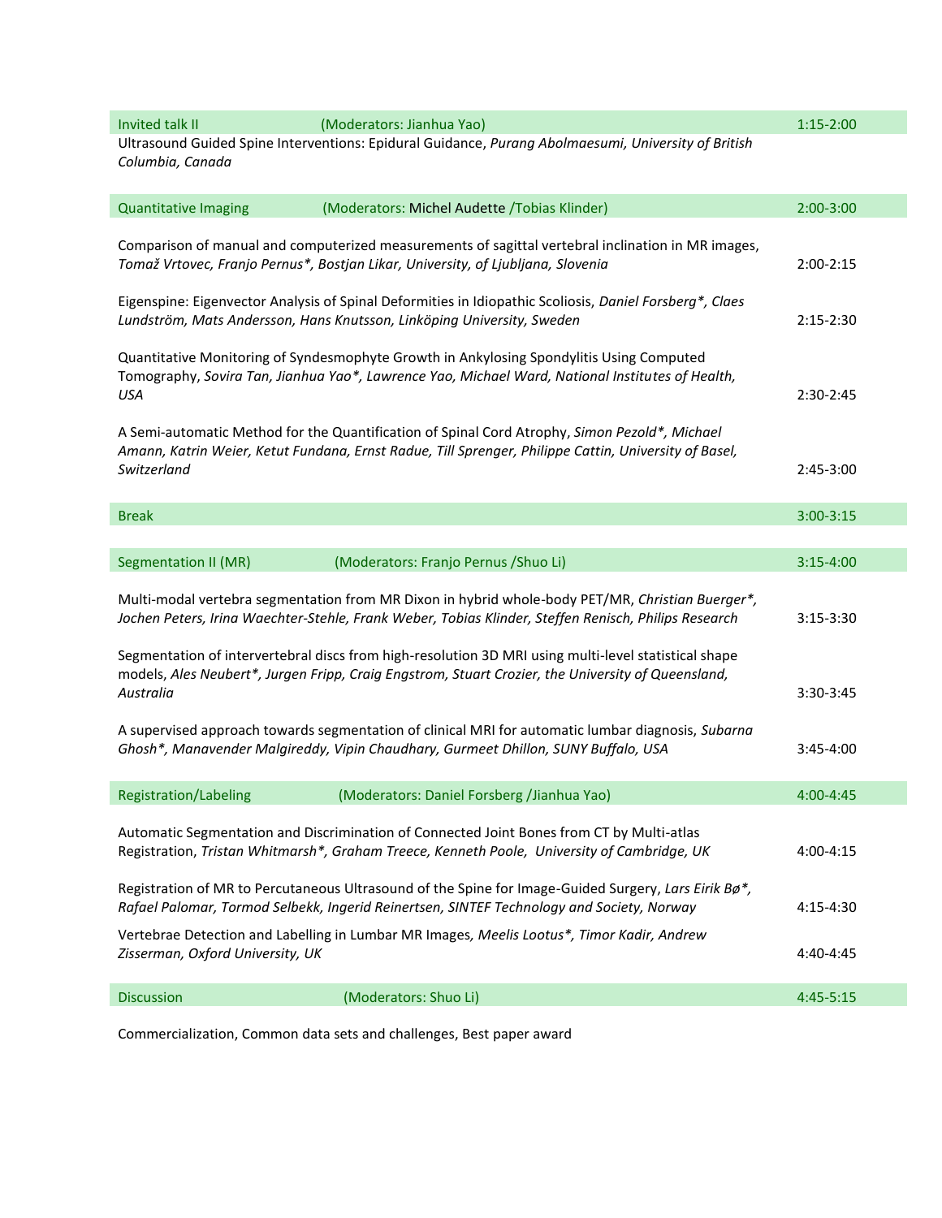| | | |
|---|---|---|
| Invited talk II | (Moderators: Jianhua Yao) | 1:15-2:00 |

Ultrasound Guided Spine Interventions: Epidural Guidance, *Purang Abolmaesumi, University of British Columbia, Canada*

| | | |
|---|---|---|
| Quantitative Imaging | (Moderators: Michel Audette /Tobias Klinder) | 2:00-3:00 |

| | |
|---|---|
| Comparison of manual and computerized measurements of sagittal vertebral inclination in MR images, *Tomaž Vrtovec, Franjo Pernus*, Bostjan Likar, University, of Ljubljana, Slovenia* | 2:00-2:15 |
| Eigenspine: Eigenvector Analysis of Spinal Deformities in Idiopathic Scoliosis, *Daniel Forsberg*, Claes Lundström, Mats Andersson, Hans Knutsson, Linköping University, Sweden* | 2:15-2:30 |
| Quantitative Monitoring of Syndesmophyte Growth in Ankylosing Spondylitis Using Computed Tomography, *Sovira Tan, Jianhua Yao*, Lawrence Yao, Michael Ward, National Institutes of Health, USA* | 2:30-2:45 |
| A Semi-automatic Method for the Quantification of Spinal Cord Atrophy, *Simon Pezold*, Michael Amann, Katrin Weier, Ketut Fundana, Ernst Radue, Till Sprenger, Philippe Cattin, University of Basel, Switzerland* | 2:45-3:00 |

| | | |
|---|---|---|
| Break | | 3:00-3:15 |

| | | |
|---|---|---|
| Segmentation II (MR) | (Moderators: Franjo Pernus /Shuo Li) | 3:15-4:00 |

| | |
|---|---|
| Multi-modal vertebra segmentation from MR Dixon in hybrid whole-body PET/MR, *Christian Buerger*, Jochen Peters, Irina Waechter-Stehle, Frank Weber, Tobias Klinder, Steffen Renisch, Philips Research* | 3:15-3:30 |
| Segmentation of intervertebral discs from high-resolution 3D MRI using multi-level statistical shape models, *Ales Neubert*, Jurgen Fripp, Craig Engstrom, Stuart Crozier, the University of Queensland, Australia* | 3:30-3:45 |
| A supervised approach towards segmentation of clinical MRI for automatic lumbar diagnosis, *Subarna Ghosh*, Manavender Malgireddy, Vipin Chaudhary, Gurmeet Dhillon, SUNY Buffalo, USA* | 3:45-4:00 |

| | | |
|---|---|---|
| Registration/Labeling | (Moderators: Daniel Forsberg /Jianhua Yao) | 4:00-4:45 |

| | |
|---|---|
| Automatic Segmentation and Discrimination of Connected Joint Bones from CT by Multi-atlas Registration, *Tristan Whitmarsh*, Graham Treece, Kenneth Poole, University of Cambridge, UK* | 4:00-4:15 |
| Registration of MR to Percutaneous Ultrasound of the Spine for Image-Guided Surgery, *Lars Eirik Bø*, Rafael Palomar, Tormod Selbekk, Ingerid Reinertsen, SINTEF Technology and Society, Norway* | 4:15-4:30 |
| Vertebrae Detection and Labelling in Lumbar MR Images, *Meelis Lootus*, Timor Kadir, Andrew Zisserman, Oxford University, UK* | 4:40-4:45 |

| | | |
|---|---|---|
| Discussion | (Moderators: Shuo Li) | 4:45-5:15 |

Commercialization, Common data sets and challenges, Best paper award